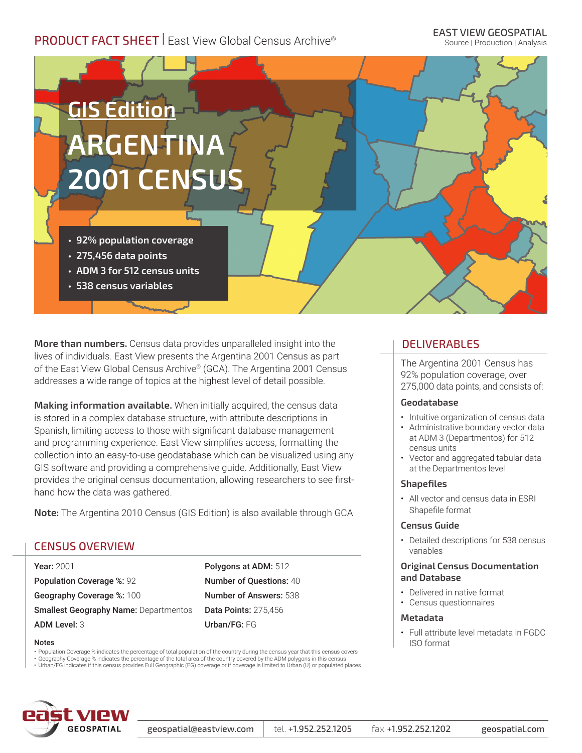PRODUCT FACT SHEET | East View Global Census Archive®

EAST VIEW GEOSPATIAL
Source | Production | Analysis

# GIS Edition

# ARGENTINA 2001 CENSUS

- 92% population coverage
- 275,456 data points
- ADM 3 for 512 census units
- 538 census variables

**More than numbers.** Census data provides unparalleled insight into the lives of individuals. East View presents the Argentina 2001 Census as part of the East View Global Census Archive® (GCA). The Argentina 2001 Census addresses a wide range of topics at the highest level of detail possible.

**Making information available.** When initially acquired, the census data is stored in a complex database structure, with attribute descriptions in Spanish, limiting access to those with significant database management and programming experience. East View simplifies access, formatting the collection into an easy-to-use geodatabase which can be visualized using any GIS software and providing a comprehensive guide. Additionally, East View provides the original census documentation, allowing researchers to see first-hand how the data was gathered.

**Note:** The Argentina 2010 Census (GIS Edition) is also available through GCA

## CENSUS OVERVIEW

**Year:** 2001
**Population Coverage %:** 92
**Geography Coverage %:** 100
**Smallest Geography Name:** Departmentos
**ADM Level:** 3

**Polygons at ADM:** 512
**Number of Questions:** 40
**Number of Answers:** 538
**Data Points:** 275,456
**Urban/FG:** FG

**Notes**

- Population Coverage % indicates the percentage of total population of the country during the census year that this census covers
- Geography Coverage % indicates the percentage of the total area of the country covered by the ADM polygons in this census
- Urban/FG indicates if this census provides Full Geographic (FG) coverage or if coverage is limited to Urban (U) or populated places

## DELIVERABLES

The Argentina 2001 Census has 92% population coverage, over 275,000 data points, and consists of:

### Geodatabase

- Intuitive organization of census data
- Administrative boundary vector data at ADM 3 (Departmentos) for 512 census units
- Vector and aggregated tabular data at the Departmentos level

### Shapefiles

- All vector and census data in ESRI Shapefile format

### Census Guide

- Detailed descriptions for 538 census variables

### Original Census Documentation and Database

- Delivered in native format
- Census questionnaires

### Metadata

- Full attribute level metadata in FGDC ISO format

geospatial@eastview.com | tel. +1.952.252.1205 | fax +1.952.252.1202 | geospatial.com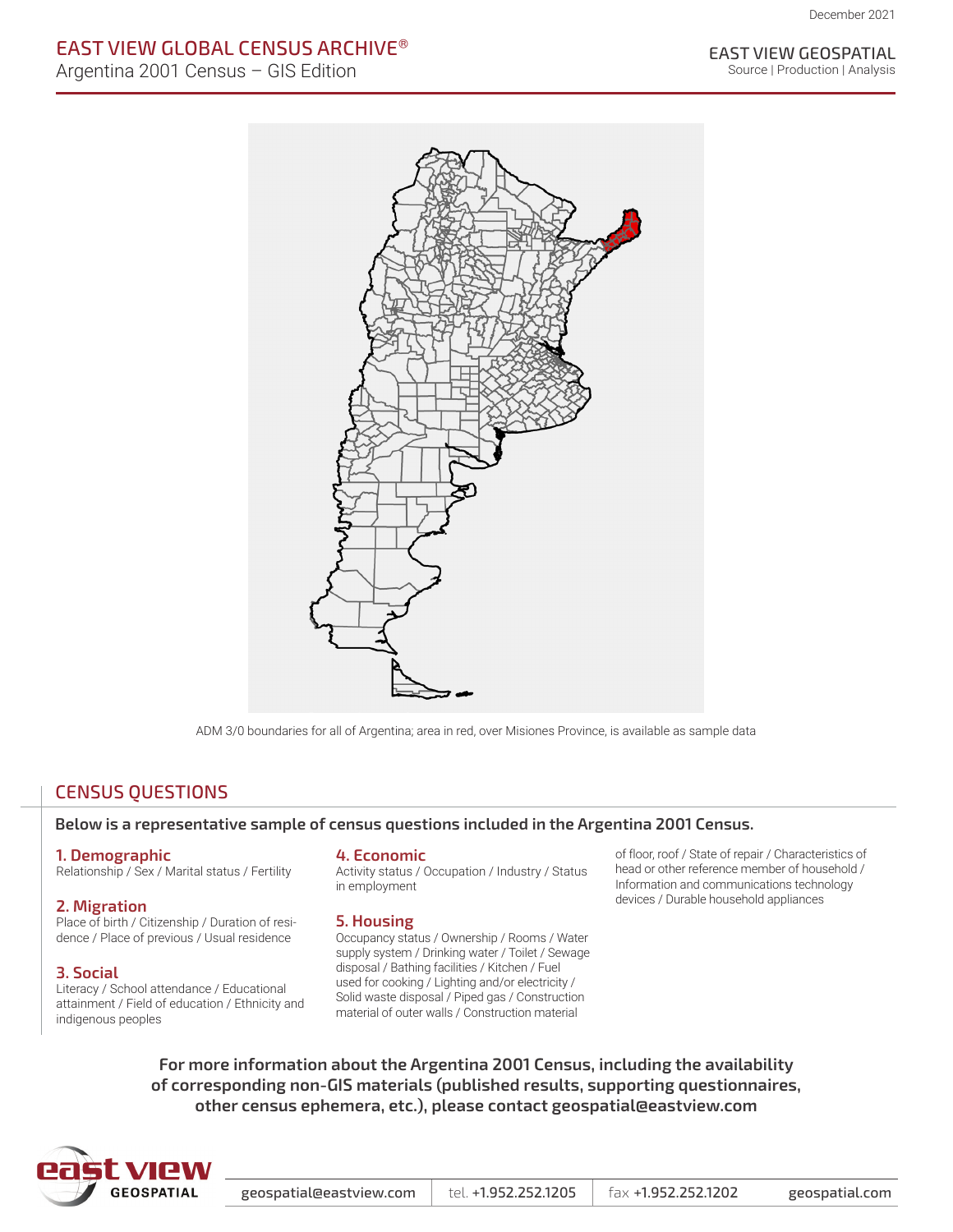December 2021

# EAST VIEW GLOBAL CENSUS ARCHIVE®
Argentina 2001 Census – GIS Edition

EAST VIEW GEOSPATIAL
Source | Production | Analysis

ADM 3/0 boundaries for all of Argentina; area in red, over Misiones Province, is available as sample data

## CENSUS QUESTIONS

**Below is a representative sample of census questions included in the Argentina 2001 Census.**

### 1. Demographic
Relationship / Sex / Marital status / Fertility

### 2. Migration
Place of birth / Citizenship / Duration of residence / Place of previous / Usual residence

### 3. Social
Literacy / School attendance / Educational attainment / Field of education / Ethnicity and indigenous peoples

### 4. Economic
Activity status / Occupation / Industry / Status in employment

### 5. Housing
Occupancy status / Ownership / Rooms / Water supply system / Drinking water / Toilet / Sewage disposal / Bathing facilities / Kitchen / Fuel used for cooking / Lighting and/or electricity / Solid waste disposal / Piped gas / Construction material of outer walls / Construction material of floor, roof / State of repair / Characteristics of head or other reference member of household / Information and communications technology devices / Durable household appliances

**For more information about the Argentina 2001 Census, including the availability of corresponding non-GIS materials (published results, supporting questionnaires, other census ephemera, etc.), please contact geospatial@eastview.com**

east view GEOSPATIAL

geospatial@eastview.com | tel. +1.952.252.1205 | fax +1.952.252.1202 | geospatial.com